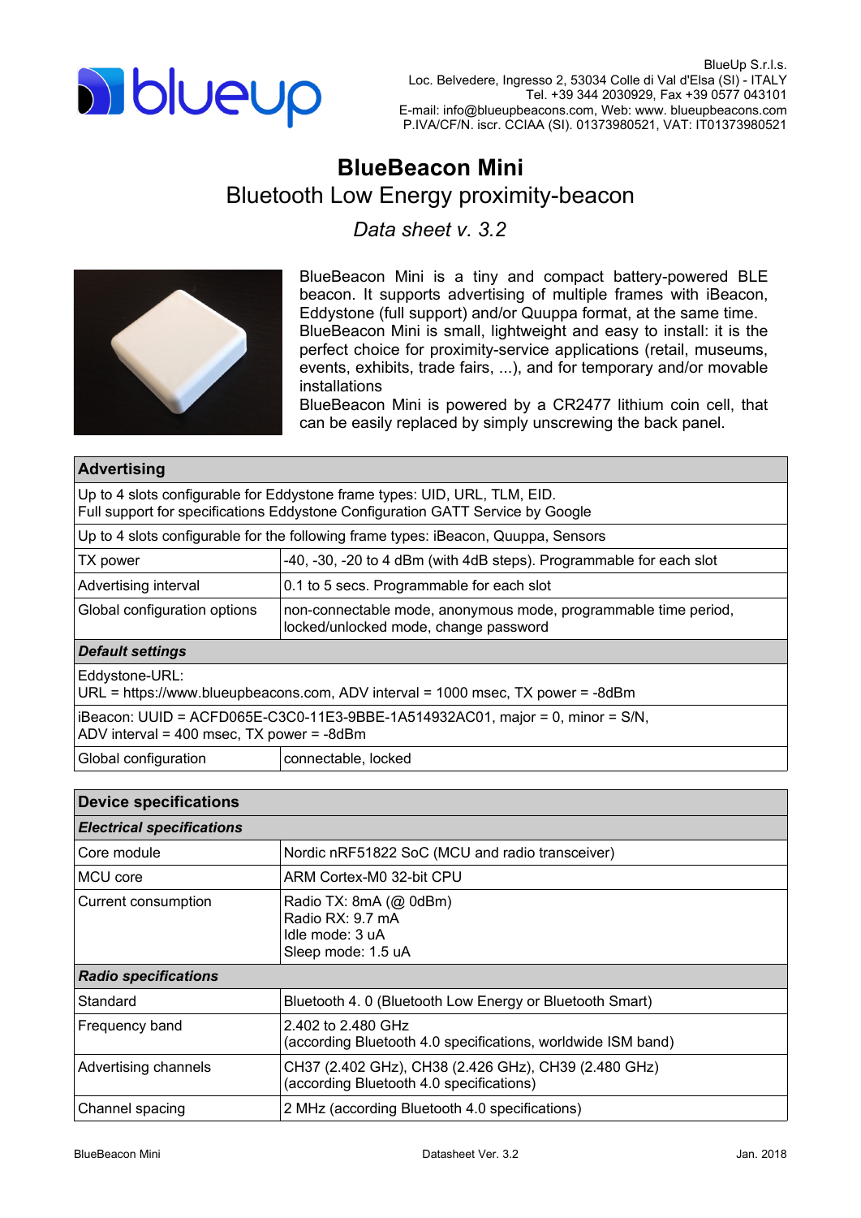BlueUp S.r.l.s.
Loc. Belvedere, Ingresso 2, 53034 Colle di Val d'Elsa (SI) - ITALY
Tel. +39 344 2030929, Fax +39 0577 043101
E-mail: info@blueupbeacons.com, Web: www. blueupbeacons.com
P.IVA/CF/N. iscr. CCIAA (SI). 01373980521, VAT: IT01373980521

# BlueBeacon Mini

## Bluetooth Low Energy proximity-beacon

*Data sheet v. 3.2*

BlueBeacon Mini is a tiny and compact battery-powered BLE beacon. It supports advertising of multiple frames with iBeacon, Eddystone (full support) and/or Quuppa format, at the same time.
BlueBeacon Mini is small, lightweight and easy to install: it is the perfect choice for proximity-service applications (retail, museums, events, exhibits, trade fairs, ...), and for temporary and/or movable installations
BlueBeacon Mini is powered by a CR2477 lithium coin cell, that can be easily replaced by simply unscrewing the back panel.

| **Advertising** | |
|---|---|
| Up to 4 slots configurable for Eddystone frame types: UID, URL, TLM, EID.<br>Full support for specifications Eddystone Configuration GATT Service by Google | |
| Up to 4 slots configurable for the following frame types: iBeacon, Quuppa, Sensors | |
| TX power | -40, -30, -20 to 4 dBm (with 4dB steps). Programmable for each slot |
| Advertising interval | 0.1 to 5 secs. Programmable for each slot |
| Global configuration options | non-connectable mode, anonymous mode, programmable time period, locked/unlocked mode, change password |
| ***Default settings*** | |
| Eddystone-URL:<br>URL = https://www.blueupbeacons.com, ADV interval = 1000 msec, TX power = -8dBm | |
| iBeacon: UUID = ACFD065E-C3C0-11E3-9BBE-1A514932AC01, major = 0, minor = S/N,<br>ADV interval = 400 msec, TX power = -8dBm | |
| Global configuration | connectable, locked |

| **Device specifications** | |
|---|---|
| ***Electrical specifications*** | |
| Core module | Nordic nRF51822 SoC (MCU and radio transceiver) |
| MCU core | ARM Cortex-M0 32-bit CPU |
| Current consumption | Radio TX: 8mA (@ 0dBm)<br>Radio RX: 9.7 mA<br>Idle mode: 3 uA<br>Sleep mode: 1.5 uA |
| ***Radio specifications*** | |
| Standard | Bluetooth 4. 0 (Bluetooth Low Energy or Bluetooth Smart) |
| Frequency band | 2.402 to 2.480 GHz<br>(according Bluetooth 4.0 specifications, worldwide ISM band) |
| Advertising channels | CH37 (2.402 GHz), CH38 (2.426 GHz), CH39 (2.480 GHz)<br>(according Bluetooth 4.0 specifications) |
| Channel spacing | 2 MHz (according Bluetooth 4.0 specifications) |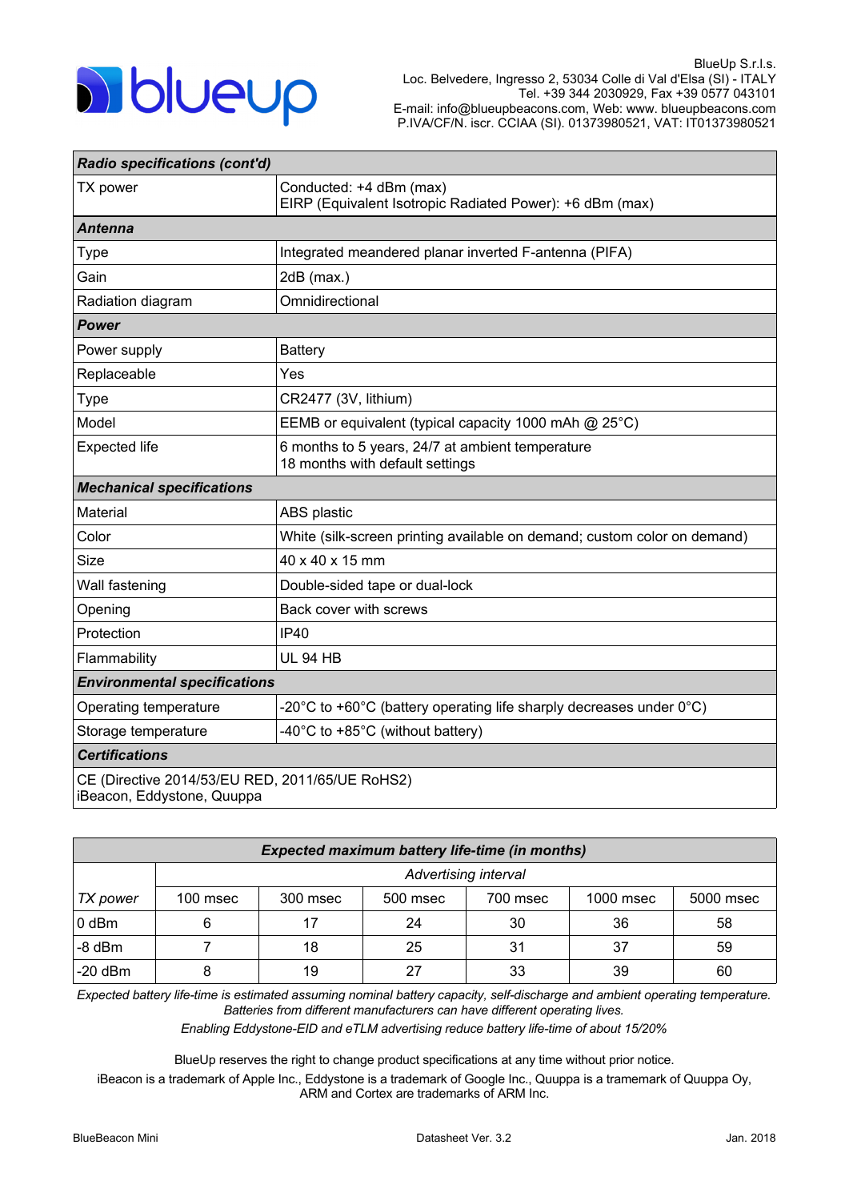BlueUp S.r.l.s.
Loc. Belvedere, Ingresso 2, 53034 Colle di Val d'Elsa (SI) - ITALY
Tel. +39 344 2030929, Fax +39 0577 043101
E-mail: info@blueupbeacons.com, Web: www. blueupbeacons.com
P.IVA/CF/N. iscr. CCIAA (SI). 01373980521, VAT: IT01373980521

| | |
|---|---|
| ***Radio specifications (cont'd)*** | |
| TX power | Conducted: +4 dBm (max)<br>EIRP (Equivalent Isotropic Radiated Power): +6 dBm (max) |
| ***Antenna*** | |
| Type | Integrated meandered planar inverted F-antenna (PIFA) |
| Gain | 2dB (max.) |
| Radiation diagram | Omnidirectional |
| ***Power*** | |
| Power supply | Battery |
| Replaceable | Yes |
| Type | CR2477 (3V, lithium) |
| Model | EEMB or equivalent (typical capacity 1000 mAh @ 25°C) |
| Expected life | 6 months to 5 years, 24/7 at ambient temperature<br>18 months with default settings |
| ***Mechanical specifications*** | |
| Material | ABS plastic |
| Color | White (silk-screen printing available on demand; custom color on demand) |
| Size | 40 x 40 x 15 mm |
| Wall fastening | Double-sided tape or dual-lock |
| Opening | Back cover with screws |
| Protection | IP40 |
| Flammability | UL 94 HB |
| ***Environmental specifications*** | |
| Operating temperature | -20°C to +60°C (battery operating life sharply decreases under 0°C) |
| Storage temperature | -40°C to +85°C (without battery) |
| ***Certifications*** | |
| CE (Directive 2014/53/EU RED, 2011/65/UE RoHS2)<br>iBeacon, Eddystone, Quuppa | |

| ***Expected maximum battery life-time (in months)*** | | | | | | |
|---|---|---|---|---|---|---|
| | *Advertising interval* | | | | | |
| *TX power* | 100 msec | 300 msec | 500 msec | 700 msec | 1000 msec | 5000 msec |
| 0 dBm | 6 | 17 | 24 | 30 | 36 | 58 |
| -8 dBm | 7 | 18 | 25 | 31 | 37 | 59 |
| -20 dBm | 8 | 19 | 27 | 33 | 39 | 60 |

*Expected battery life-time is estimated assuming nominal battery capacity, self-discharge and ambient operating temperature. Batteries from different manufacturers can have different operating lives.*

*Enabling Eddystone-EID and eTLM advertising reduce battery life-time of about 15/20%*

BlueUp reserves the right to change product specifications at any time without prior notice.

iBeacon is a trademark of Apple Inc., Eddystone is a trademark of Google Inc., Quuppa is a tramemark of Quuppa Oy, ARM and Cortex are trademarks of ARM Inc.